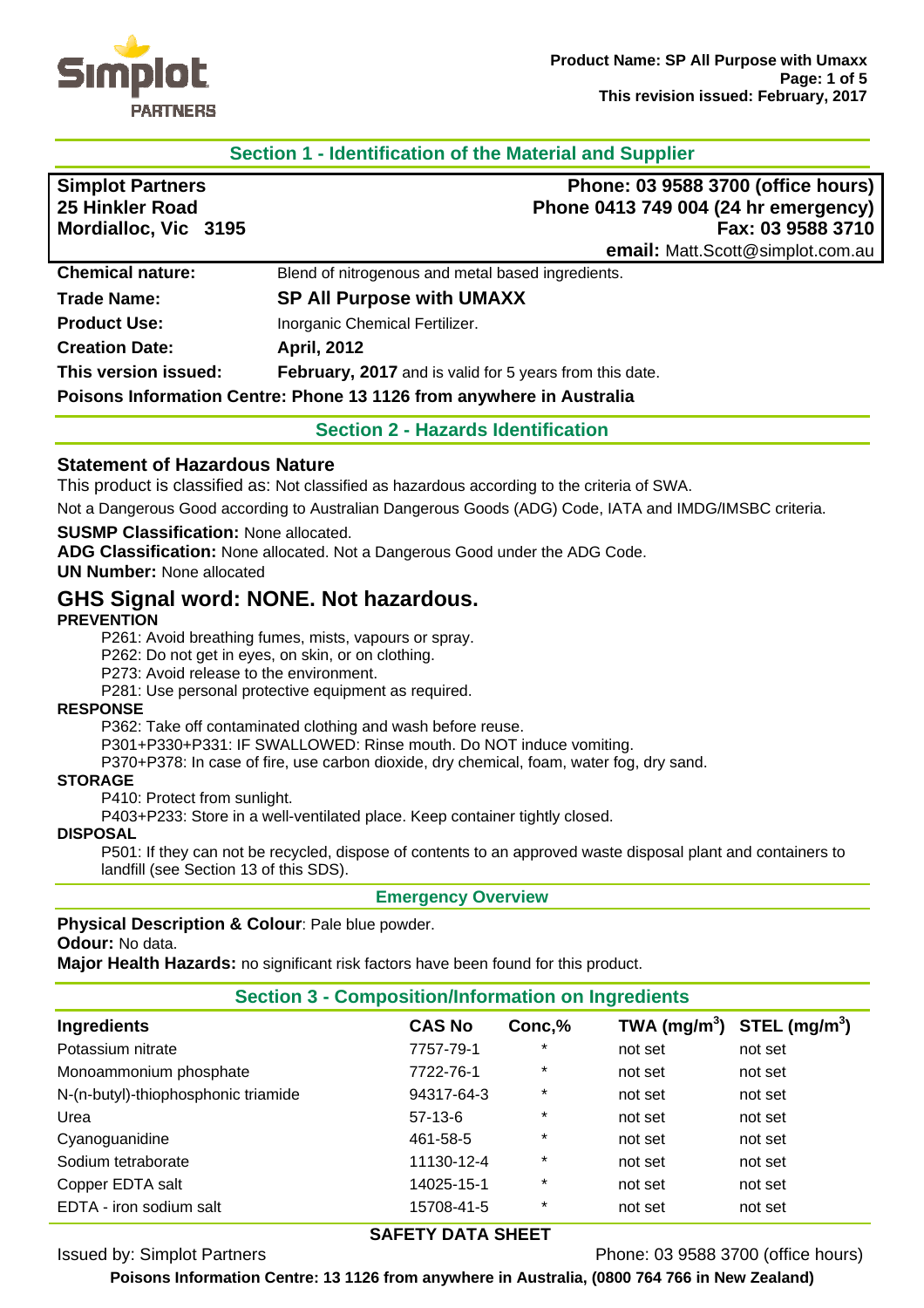## Section 1 - Identification of the Material and Supplier

**Simplot Partners**
**25 Hinkler Road**
**Mordialloc, Vic 3195**

**Phone: 03 9588 3700 (office hours)**
**Phone 0413 749 004 (24 hr emergency)**
**Fax: 03 9588 3710**
**email:** Matt.Scott@simplot.com.au

**Chemical nature:** Blend of nitrogenous and metal based ingredients.

**Trade Name:** **SP All Purpose with UMAXX**

**Product Use:** Inorganic Chemical Fertilizer.

**Creation Date:** **April, 2012**

**This version issued:** **February, 2017** and is valid for 5 years from this date.

**Poisons Information Centre: Phone 13 1126 from anywhere in Australia**

## Section 2 - Hazards Identification

### Statement of Hazardous Nature

This product is classified as: Not classified as hazardous according to the criteria of SWA.

Not a Dangerous Good according to Australian Dangerous Goods (ADG) Code, IATA and IMDG/IMSBC criteria.

**SUSMP Classification:** None allocated.
**ADG Classification:** None allocated. Not a Dangerous Good under the ADG Code.
**UN Number:** None allocated

## GHS Signal word: NONE. Not hazardous.

**PREVENTION**

P261: Avoid breathing fumes, mists, vapours or spray.
P262: Do not get in eyes, on skin, or on clothing.
P273: Avoid release to the environment.
P281: Use personal protective equipment as required.

**RESPONSE**

P362: Take off contaminated clothing and wash before reuse.
P301+P330+P331: IF SWALLOWED: Rinse mouth. Do NOT induce vomiting.
P370+P378: In case of fire, use carbon dioxide, dry chemical, foam, water fog, dry sand.

**STORAGE**

P410: Protect from sunlight.
P403+P233: Store in a well-ventilated place. Keep container tightly closed.

**DISPOSAL**

P501: If they can not be recycled, dispose of contents to an approved waste disposal plant and containers to landfill (see Section 13 of this SDS).

### Emergency Overview

**Physical Description & Colour**: Pale blue powder.
**Odour:** No data.
**Major Health Hazards:** no significant risk factors have been found for this product.

## Section 3 - Composition/Information on Ingredients

| Ingredients | CAS No | Conc,% | TWA (mg/m$^3$) | STEL (mg/m$^3$) |
|---|---|---|---|---|
| Potassium nitrate | 7757-79-1 | * | not set | not set |
| Monoammonium phosphate | 7722-76-1 | * | not set | not set |
| N-(n-butyl)-thiophosphonic triamide | 94317-64-3 | * | not set | not set |
| Urea | 57-13-6 | * | not set | not set |
| Cyanoguanidine | 461-58-5 | * | not set | not set |
| Sodium tetraborate | 11130-12-4 | * | not set | not set |
| Copper EDTA salt | 14025-15-1 | * | not set | not set |
| EDTA - iron sodium salt | 15708-41-5 | * | not set | not set |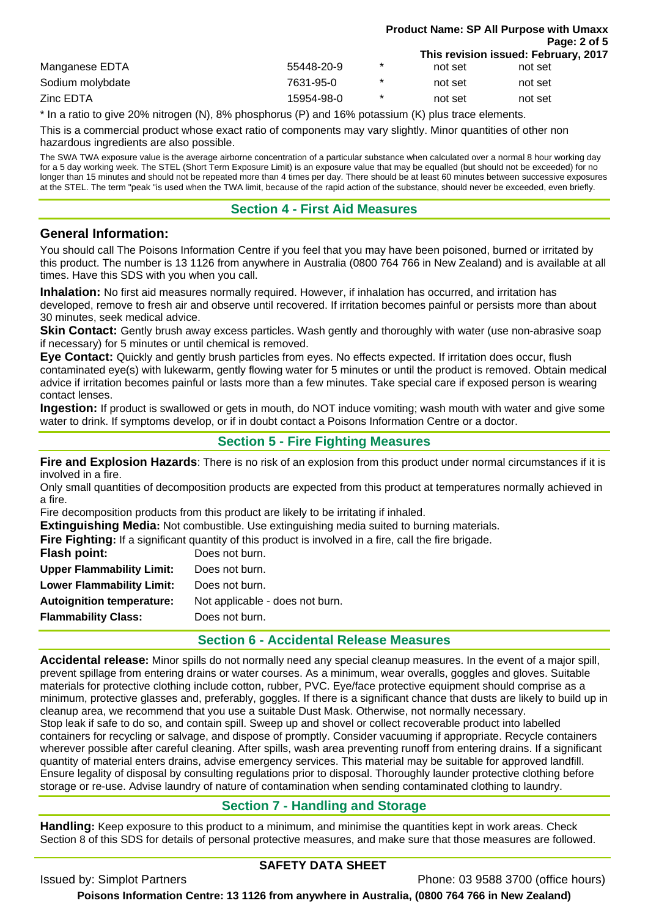| | | | | |
|---|---|---|---|---|
| Manganese EDTA | 55448-20-9 | * | not set | not set |
| Sodium molybdate | 7631-95-0 | * | not set | not set |
| Zinc EDTA | 15954-98-0 | * | not set | not set |

* In a ratio to give 20% nitrogen (N), 8% phosphorus (P) and 16% potassium (K) plus trace elements.

This is a commercial product whose exact ratio of components may vary slightly. Minor quantities of other non hazardous ingredients are also possible.

The SWA TWA exposure value is the average airborne concentration of a particular substance when calculated over a normal 8 hour working day for a 5 day working week. The STEL (Short Term Exposure Limit) is an exposure value that may be equalled (but should not be exceeded) for no longer than 15 minutes and should not be repeated more than 4 times per day. There should be at least 60 minutes between successive exposures at the STEL. The term "peak "is used when the TWA limit, because of the rapid action of the substance, should never be exceeded, even briefly.

## Section 4 - First Aid Measures

### General Information:

You should call The Poisons Information Centre if you feel that you may have been poisoned, burned or irritated by this product. The number is 13 1126 from anywhere in Australia (0800 764 766 in New Zealand) and is available at all times. Have this SDS with you when you call.

**Inhalation:** No first aid measures normally required. However, if inhalation has occurred, and irritation has developed, remove to fresh air and observe until recovered. If irritation becomes painful or persists more than about 30 minutes, seek medical advice.

**Skin Contact:** Gently brush away excess particles. Wash gently and thoroughly with water (use non-abrasive soap if necessary) for 5 minutes or until chemical is removed.

**Eye Contact:** Quickly and gently brush particles from eyes. No effects expected. If irritation does occur, flush contaminated eye(s) with lukewarm, gently flowing water for 5 minutes or until the product is removed. Obtain medical advice if irritation becomes painful or lasts more than a few minutes. Take special care if exposed person is wearing contact lenses.

**Ingestion:** If product is swallowed or gets in mouth, do NOT induce vomiting; wash mouth with water and give some water to drink. If symptoms develop, or if in doubt contact a Poisons Information Centre or a doctor.

## Section 5 - Fire Fighting Measures

**Fire and Explosion Hazards**: There is no risk of an explosion from this product under normal circumstances if it is involved in a fire.

Only small quantities of decomposition products are expected from this product at temperatures normally achieved in a fire.

Fire decomposition products from this product are likely to be irritating if inhaled.

**Extinguishing Media:** Not combustible. Use extinguishing media suited to burning materials.

**Fire Fighting:** If a significant quantity of this product is involved in a fire, call the fire brigade.

| | |
|---|---|
| **Flash point:** | Does not burn. |
| **Upper Flammability Limit:** | Does not burn. |
| **Lower Flammability Limit:** | Does not burn. |
| **Autoignition temperature:** | Not applicable - does not burn. |
| **Flammability Class:** | Does not burn. |

## Section 6 - Accidental Release Measures

**Accidental release:** Minor spills do not normally need any special cleanup measures. In the event of a major spill, prevent spillage from entering drains or water courses. As a minimum, wear overalls, goggles and gloves. Suitable materials for protective clothing include cotton, rubber, PVC. Eye/face protective equipment should comprise as a minimum, protective glasses and, preferably, goggles. If there is a significant chance that dusts are likely to build up in cleanup area, we recommend that you use a suitable Dust Mask. Otherwise, not normally necessary.

Stop leak if safe to do so, and contain spill. Sweep up and shovel or collect recoverable product into labelled containers for recycling or salvage, and dispose of promptly. Consider vacuuming if appropriate. Recycle containers wherever possible after careful cleaning. After spills, wash area preventing runoff from entering drains. If a significant quantity of material enters drains, advise emergency services. This material may be suitable for approved landfill. Ensure legality of disposal by consulting regulations prior to disposal. Thoroughly launder protective clothing before storage or re-use. Advise laundry of nature of contamination when sending contaminated clothing to laundry.

## Section 7 - Handling and Storage

**Handling:** Keep exposure to this product to a minimum, and minimise the quantities kept in work areas. Check Section 8 of this SDS for details of personal protective measures, and make sure that those measures are followed.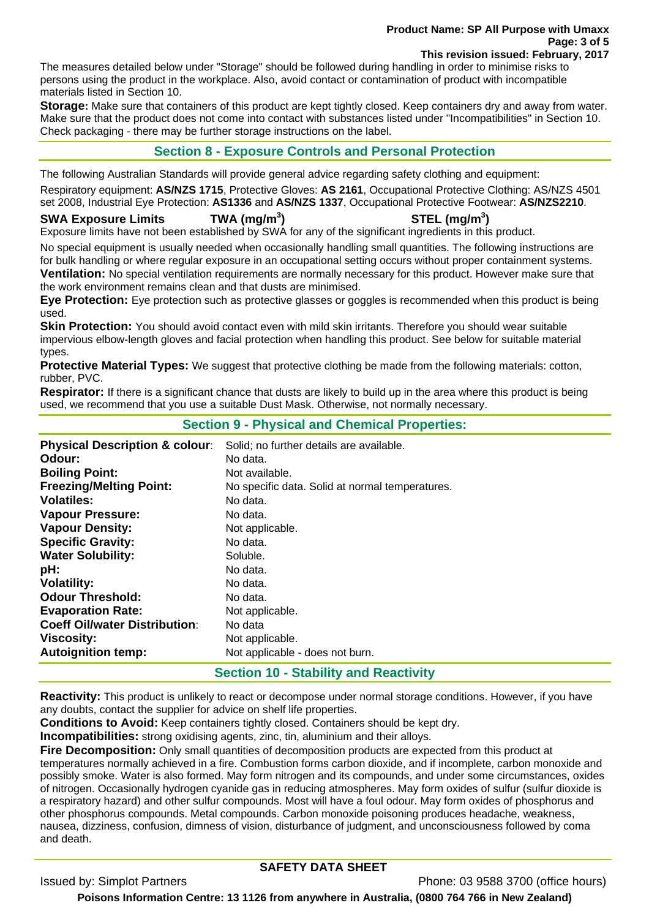The measures detailed below under "Storage" should be followed during handling in order to minimise risks to persons using the product in the workplace. Also, avoid contact or contamination of product with incompatible materials listed in Section 10.

**Storage:** Make sure that containers of this product are kept tightly closed. Keep containers dry and away from water. Make sure that the product does not come into contact with substances listed under "Incompatibilities" in Section 10. Check packaging - there may be further storage instructions on the label.

## Section 8 - Exposure Controls and Personal Protection

The following Australian Standards will provide general advice regarding safety clothing and equipment:

Respiratory equipment: **AS/NZS 1715**, Protective Gloves: **AS 2161**, Occupational Protective Clothing: AS/NZS 4501 set 2008, Industrial Eye Protection: **AS1336** and **AS/NZS 1337**, Occupational Protective Footwear: **AS/NZS2210**.

**SWA Exposure Limits** **TWA ($mg/m^3$)** **STEL ($mg/m^3$)**

Exposure limits have not been established by SWA for any of the significant ingredients in this product.

No special equipment is usually needed when occasionally handling small quantities. The following instructions are for bulk handling or where regular exposure in an occupational setting occurs without proper containment systems.

**Ventilation:** No special ventilation requirements are normally necessary for this product. However make sure that the work environment remains clean and that dusts are minimised.

**Eye Protection:** Eye protection such as protective glasses or goggles is recommended when this product is being used.

**Skin Protection:** You should avoid contact even with mild skin irritants. Therefore you should wear suitable impervious elbow-length gloves and facial protection when handling this product. See below for suitable material types.

**Protective Material Types:** We suggest that protective clothing be made from the following materials: cotton, rubber, PVC.

**Respirator:** If there is a significant chance that dusts are likely to build up in the area where this product is being used, we recommend that you use a suitable Dust Mask. Otherwise, not normally necessary.

## Section 9 - Physical and Chemical Properties:

| | |
|---|---|
| **Physical Description & colour**: | Solid; no further details are available. |
| **Odour:** | No data. |
| **Boiling Point:** | Not available. |
| **Freezing/Melting Point:** | No specific data. Solid at normal temperatures. |
| **Volatiles:** | No data. |
| **Vapour Pressure:** | No data. |
| **Vapour Density:** | Not applicable. |
| **Specific Gravity:** | No data. |
| **Water Solubility:** | Soluble. |
| **pH:** | No data. |
| **Volatility:** | No data. |
| **Odour Threshold:** | No data. |
| **Evaporation Rate:** | Not applicable. |
| **Coeff Oil/water Distribution**: | No data |
| **Viscosity:** | Not applicable. |
| **Autoignition temp:** | Not applicable - does not burn. |

## Section 10 - Stability and Reactivity

**Reactivity:** This product is unlikely to react or decompose under normal storage conditions. However, if you have any doubts, contact the supplier for advice on shelf life properties.

**Conditions to Avoid:** Keep containers tightly closed. Containers should be kept dry.

**Incompatibilities:** strong oxidising agents, zinc, tin, aluminium and their alloys.

**Fire Decomposition:** Only small quantities of decomposition products are expected from this product at temperatures normally achieved in a fire. Combustion forms carbon dioxide, and if incomplete, carbon monoxide and possibly smoke. Water is also formed. May form nitrogen and its compounds, and under some circumstances, oxides of nitrogen. Occasionally hydrogen cyanide gas in reducing atmospheres. May form oxides of sulfur (sulfur dioxide is a respiratory hazard) and other sulfur compounds. Most will have a foul odour. May form oxides of phosphorus and other phosphorus compounds. Metal compounds. Carbon monoxide poisoning produces headache, weakness, nausea, dizziness, confusion, dimness of vision, disturbance of judgment, and unconsciousness followed by coma and death.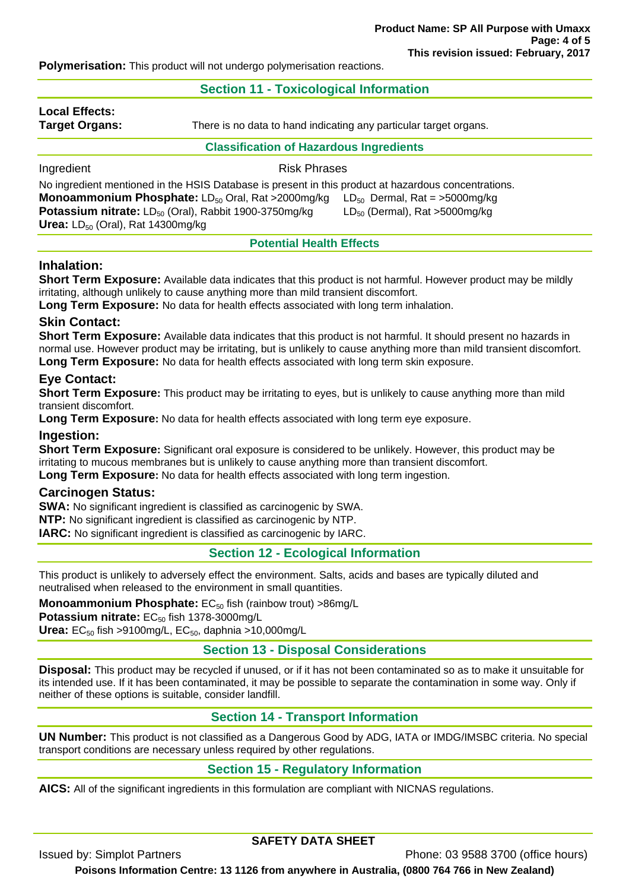**Polymerisation:** This product will not undergo polymerisation reactions.

## Section 11 - Toxicological Information

**Local Effects:**

**Target Organs:** There is no data to hand indicating any particular target organs.

### Classification of Hazardous Ingredients

| Ingredient | Risk Phrases |
|---|---|

No ingredient mentioned in the HSIS Database is present in this product at hazardous concentrations.

**Monoammonium Phosphate:** $LD_{50}$ Oral, Rat >2000mg/kg $LD_{50}$ Dermal, Rat = >5000mg/kg

**Potassium nitrate:** $LD_{50}$ (Oral), Rabbit 1900-3750mg/kg $LD_{50}$ (Dermal), Rat >5000mg/kg

**Urea:** $LD_{50}$ (Oral), Rat 14300mg/kg

### Potential Health Effects

### Inhalation:

**Short Term Exposure:** Available data indicates that this product is not harmful. However product may be mildly irritating, although unlikely to cause anything more than mild transient discomfort.

**Long Term Exposure:** No data for health effects associated with long term inhalation.

### Skin Contact:

**Short Term Exposure:** Available data indicates that this product is not harmful. It should present no hazards in normal use. However product may be irritating, but is unlikely to cause anything more than mild transient discomfort.

**Long Term Exposure:** No data for health effects associated with long term skin exposure.

### Eye Contact:

**Short Term Exposure:** This product may be irritating to eyes, but is unlikely to cause anything more than mild transient discomfort.

**Long Term Exposure:** No data for health effects associated with long term eye exposure.

### Ingestion:

**Short Term Exposure:** Significant oral exposure is considered to be unlikely. However, this product may be irritating to mucous membranes but is unlikely to cause anything more than transient discomfort.

**Long Term Exposure:** No data for health effects associated with long term ingestion.

### Carcinogen Status:

**SWA:** No significant ingredient is classified as carcinogenic by SWA.

**NTP:** No significant ingredient is classified as carcinogenic by NTP.

**IARC:** No significant ingredient is classified as carcinogenic by IARC.

## Section 12 - Ecological Information

This product is unlikely to adversely effect the environment. Salts, acids and bases are typically diluted and neutralised when released to the environment in small quantities.

**Monoammonium Phosphate:** $EC_{50}$ fish (rainbow trout) >86mg/L

**Potassium nitrate:** $EC_{50}$ fish 1378-3000mg/L

**Urea:** $EC_{50}$ fish >9100mg/L, $EC_{50}$, daphnia >10,000mg/L

## Section 13 - Disposal Considerations

**Disposal:** This product may be recycled if unused, or if it has not been contaminated so as to make it unsuitable for its intended use. If it has been contaminated, it may be possible to separate the contamination in some way. Only if neither of these options is suitable, consider landfill.

## Section 14 - Transport Information

**UN Number:** This product is not classified as a Dangerous Good by ADG, IATA or IMDG/IMSBC criteria. No special transport conditions are necessary unless required by other regulations.

## Section 15 - Regulatory Information

**AICS:** All of the significant ingredients in this formulation are compliant with NICNAS regulations.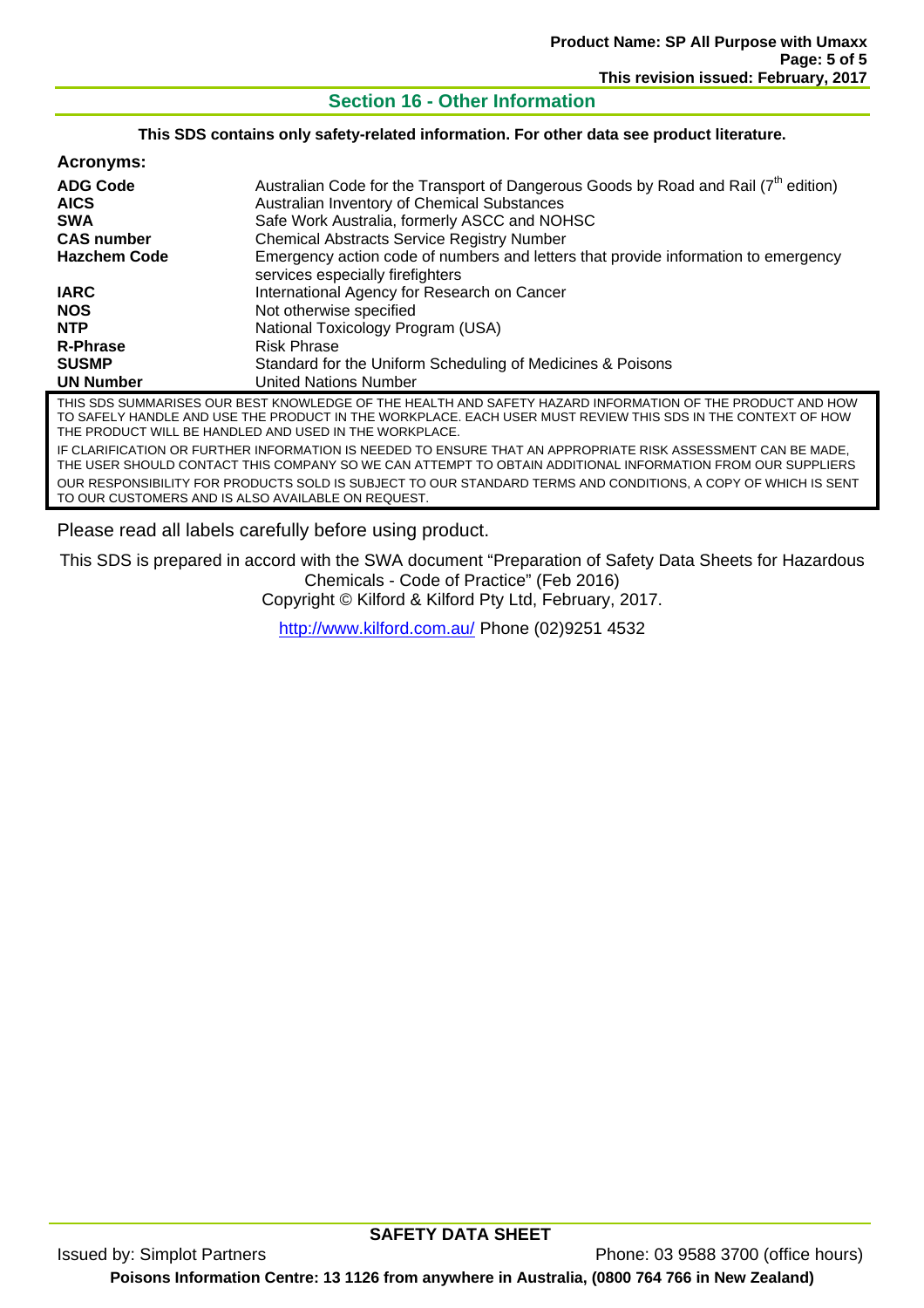## Section 16 - Other Information

**This SDS contains only safety-related information. For other data see product literature.**

**Acronyms:**

| | |
|---|---|
| **ADG Code** | Australian Code for the Transport of Dangerous Goods by Road and Rail (7th edition) |
| **AICS** | Australian Inventory of Chemical Substances |
| **SWA** | Safe Work Australia, formerly ASCC and NOHSC |
| **CAS number** | Chemical Abstracts Service Registry Number |
| **Hazchem Code** | Emergency action code of numbers and letters that provide information to emergency services especially firefighters |
| **IARC** | International Agency for Research on Cancer |
| **NOS** | Not otherwise specified |
| **NTP** | National Toxicology Program (USA) |
| **R-Phrase** | Risk Phrase |
| **SUSMP** | Standard for the Uniform Scheduling of Medicines & Poisons |
| **UN Number** | United Nations Number |

THIS SDS SUMMARISES OUR BEST KNOWLEDGE OF THE HEALTH AND SAFETY HAZARD INFORMATION OF THE PRODUCT AND HOW TO SAFELY HANDLE AND USE THE PRODUCT IN THE WORKPLACE. EACH USER MUST REVIEW THIS SDS IN THE CONTEXT OF HOW THE PRODUCT WILL BE HANDLED AND USED IN THE WORKPLACE.

IF CLARIFICATION OR FURTHER INFORMATION IS NEEDED TO ENSURE THAT AN APPROPRIATE RISK ASSESSMENT CAN BE MADE, THE USER SHOULD CONTACT THIS COMPANY SO WE CAN ATTEMPT TO OBTAIN ADDITIONAL INFORMATION FROM OUR SUPPLIERS

OUR RESPONSIBILITY FOR PRODUCTS SOLD IS SUBJECT TO OUR STANDARD TERMS AND CONDITIONS, A COPY OF WHICH IS SENT TO OUR CUSTOMERS AND IS ALSO AVAILABLE ON REQUEST.

Please read all labels carefully before using product.

This SDS is prepared in accord with the SWA document "Preparation of Safety Data Sheets for Hazardous Chemicals - Code of Practice" (Feb 2016)
Copyright © Kilford & Kilford Pty Ltd, February, 2017.

http://www.kilford.com.au/ Phone (02)9251 4532